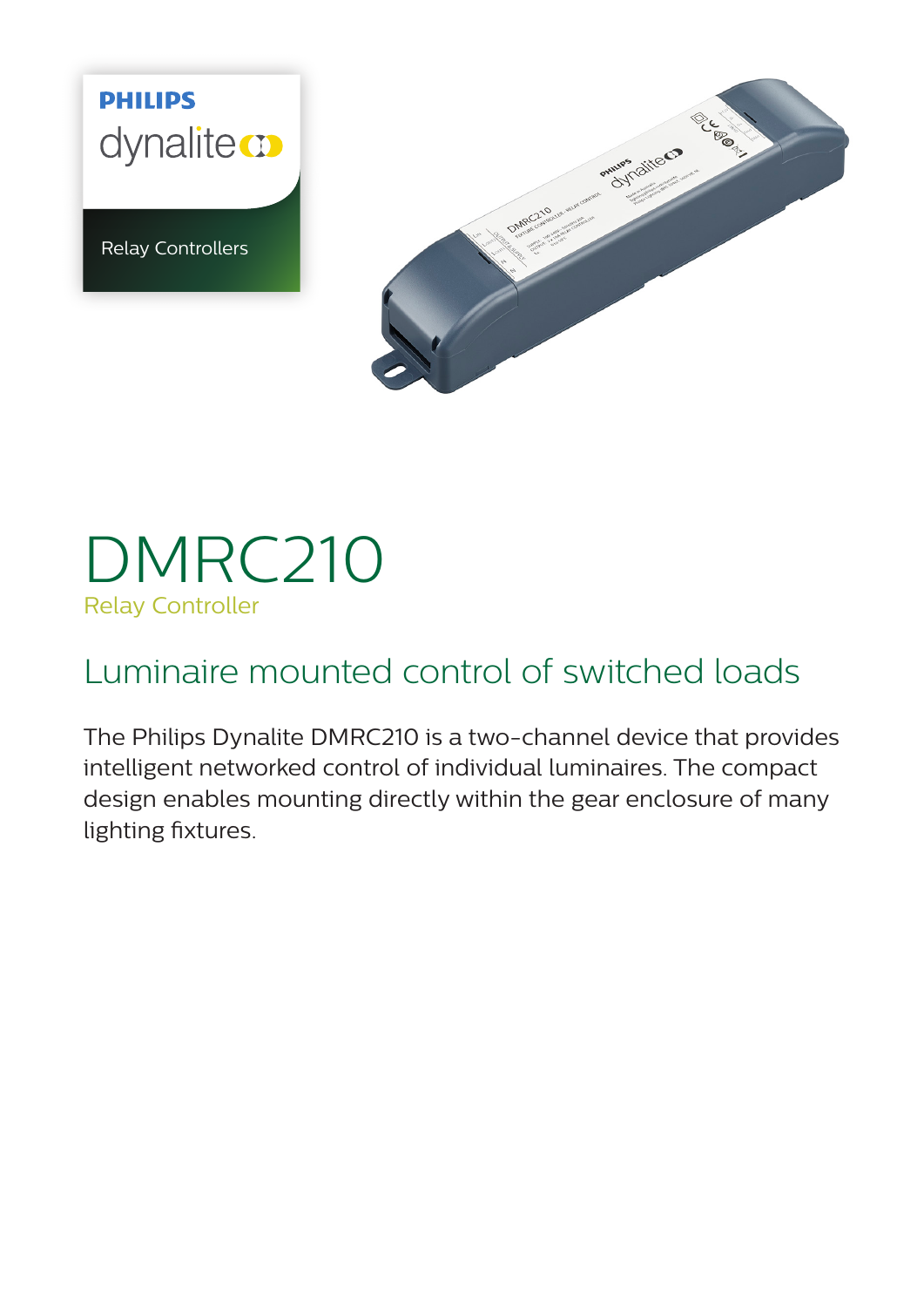PHILIPS

dynalite

Relay Controllers

# DMRC210

Relay Controller

## Luminaire mounted control of switched loads

The Philips Dynalite DMRC210 is a two-channel device that provides intelligent networked control of individual luminaires. The compact design enables mounting directly within the gear enclosure of many lighting fixtures.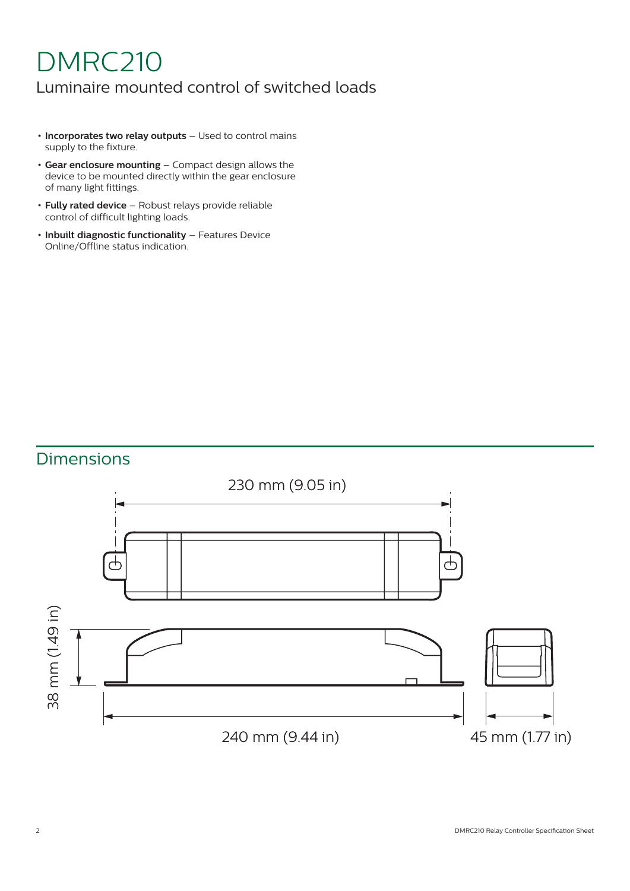# DMRC210

## Luminaire mounted control of switched loads

- **Incorporates two relay outputs** – Used to control mains supply to the fixture.
- **Gear enclosure mounting** – Compact design allows the device to be mounted directly within the gear enclosure of many light fittings.
- **Fully rated device** – Robust relays provide reliable control of difficult lighting loads.
- **Inbuilt diagnostic functionality** – Features Device Online/Offline status indication.

## Dimensions

230 mm (9.05 in)

38 mm (1.49 in)

240 mm (9.44 in)

45 mm (1.77 in)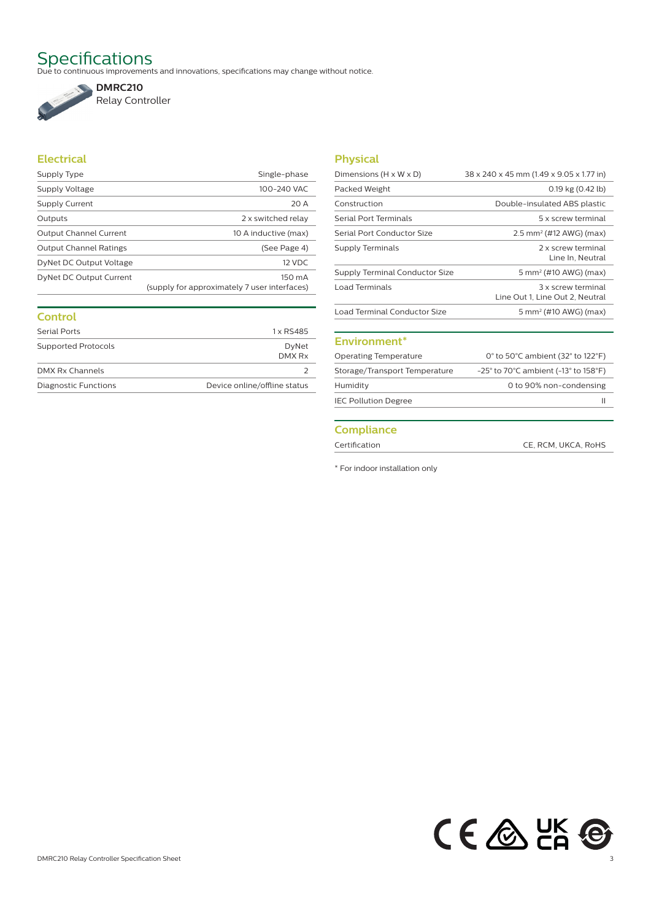# Specifications

Due to continuous improvements and innovations, specifications may change without notice.

**DMRC210**
Relay Controller

## Electrical

| | |
|---|---|
| Supply Type | Single-phase |
| Supply Voltage | 100-240 VAC |
| Supply Current | 20 A |
| Outputs | 2 x switched relay |
| Output Channel Current | 10 A inductive (max) |
| Output Channel Ratings | (See Page 4) |
| DyNet DC Output Voltage | 12 VDC |
| DyNet DC Output Current | 150 mA (supply for approximately 7 user interfaces) |

## Control

| | |
|---|---|
| Serial Ports | 1 x RS485 |
| Supported Protocols | DyNet DMX Rx |
| DMX Rx Channels | 2 |
| Diagnostic Functions | Device online/offline status |

## Physical

| | |
|---|---|
| Dimensions (H x W x D) | 38 x 240 x 45 mm (1.49 x 9.05 x 1.77 in) |
| Packed Weight | 0.19 kg (0.42 lb) |
| Construction | Double-insulated ABS plastic |
| Serial Port Terminals | 5 x screw terminal |
| Serial Port Conductor Size | 2.5 mm² (#12 AWG) (max) |
| Supply Terminals | 2 x screw terminal Line In, Neutral |
| Supply Terminal Conductor Size | 5 mm² (#10 AWG) (max) |
| Load Terminals | 3 x screw terminal Line Out 1, Line Out 2, Neutral |
| Load Terminal Conductor Size | 5 mm² (#10 AWG) (max) |

## Environment*

| | |
|---|---|
| Operating Temperature | 0° to 50°C ambient (32° to 122°F) |
| Storage/Transport Temperature | -25° to 70°C ambient (-13° to 158°F) |
| Humidity | 0 to 90% non-condensing |
| IEC Pollution Degree | II |

## Compliance

| | |
|---|---|
| Certification | CE, RCM, UKCA, RoHS |

* For indoor installation only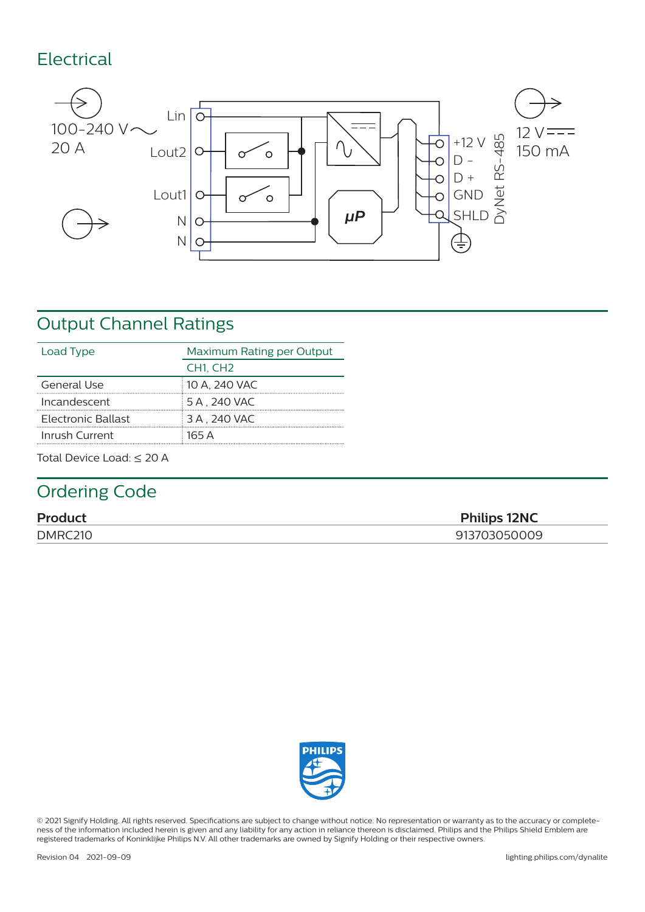## Electrical

100-240 V~
20 A

Lin
Lout2
Lout1
N
N

μP

+12 V
D -
D +
GND
SHLD
DyNet RS-485

12 V⎓
150 mA

## Output Channel Ratings

| Load Type | Maximum Rating per Output |
|---|---|
| | CH1, CH2 |
| General Use | 10 A, 240 VAC |
| Incandescent | 5 A , 240 VAC |
| Electronic Ballast | 3 A , 240 VAC |
| Inrush Current | 165 A |

Total Device Load: ≤ 20 A

## Ordering Code

| **Product** | **Philips 12NC** |
|---|---|
| DMRC210 | 913703050009 |

© 2021 Signify Holding. All rights reserved. Specifications are subject to change without notice. No representation or warranty as to the accuracy or completeness of the information included herein is given and any liability for any action in reliance thereon is disclaimed. Philips and the Philips Shield Emblem are registered trademarks of Koninklijke Philips N.V. All other trademarks are owned by Signify Holding or their respective owners.

Revision 04 2021-09-09

lighting.philips.com/dynalite